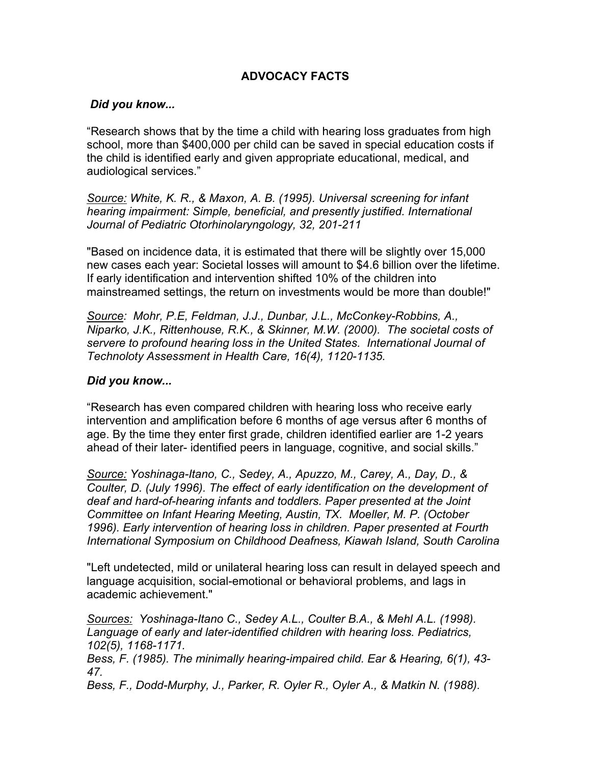## ADVOCACY FACTS

***Did you know...***

"Research shows that by the time a child with hearing loss graduates from high school, more than $400,000 per child can be saved in special education costs if the child is identified early and given appropriate educational, medical, and audiological services."

<u>Source:</u> *White, K. R., & Maxon, A. B. (1995). Universal screening for infant hearing impairment: Simple, beneficial, and presently justified. International Journal of Pediatric Otorhinolaryngology, 32, 201-211*

"Based on incidence data, it is estimated that there will be slightly over 15,000 new cases each year: Societal losses will amount to $4.6 billion over the lifetime. If early identification and intervention shifted 10% of the children into mainstreamed settings, the return on investments would be more than double!"

<u>Source</u>*: Mohr, P.E, Feldman, J.J., Dunbar, J.L., McConkey-Robbins, A., Niparko, J.K., Rittenhouse, R.K., & Skinner, M.W. (2000). The societal costs of servere to profound hearing loss in the United States. International Journal of Technoloty Assessment in Health Care, 16(4), 1120-1135.*

***Did you know...***

"Research has even compared children with hearing loss who receive early intervention and amplification before 6 months of age versus after 6 months of age. By the time they enter first grade, children identified earlier are 1-2 years ahead of their later- identified peers in language, cognitive, and social skills."

<u>Source:</u> *Yoshinaga-Itano, C., Sedey, A., Apuzzo, M., Carey, A., Day, D., & Coulter, D. (July 1996). The effect of early identification on the development of deaf and hard-of-hearing infants and toddlers. Paper presented at the Joint Committee on Infant Hearing Meeting, Austin, TX. Moeller, M. P. (October 1996). Early intervention of hearing loss in children. Paper presented at Fourth International Symposium on Childhood Deafness, Kiawah Island, South Carolina*

"Left undetected, mild or unilateral hearing loss can result in delayed speech and language acquisition, social-emotional or behavioral problems, and lags in academic achievement."

<u>Sources:</u> *Yoshinaga-Itano C., Sedey A.L., Coulter B.A., & Mehl A.L. (1998). Language of early and later-identified children with hearing loss. Pediatrics, 102(5), 1168-1171.*
*Bess, F. (1985). The minimally hearing-impaired child. Ear & Hearing, 6(1), 43-47.*
*Bess, F., Dodd-Murphy, J., Parker, R. Oyler R., Oyler A., & Matkin N. (1988).*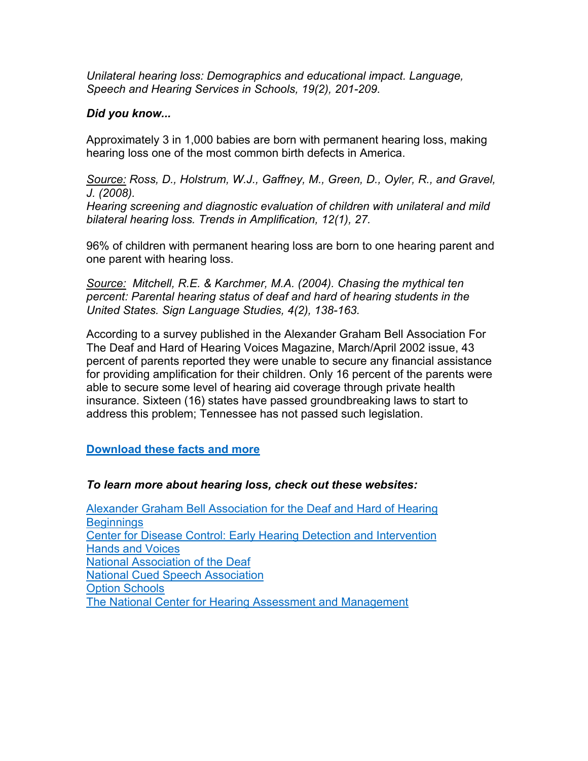*Unilateral hearing loss: Demographics and educational impact. Language, Speech and Hearing Services in Schools, 19(2), 201-209.*

***Did you know...***

Approximately 3 in 1,000 babies are born with permanent hearing loss, making hearing loss one of the most common birth defects in America.

Source: *Ross, D., Holstrum, W.J., Gaffney, M., Green, D., Oyler, R., and Gravel, J. (2008).*
*Hearing screening and diagnostic evaluation of children with unilateral and mild bilateral hearing loss. Trends in Amplification, 12(1), 27.*

96% of children with permanent hearing loss are born to one hearing parent and one parent with hearing loss.

Source: *Mitchell, R.E. & Karchmer, M.A. (2004). Chasing the mythical ten percent: Parental hearing status of deaf and hard of hearing students in the United States. Sign Language Studies, 4(2), 138-163.*

According to a survey published in the Alexander Graham Bell Association For The Deaf and Hard of Hearing Voices Magazine, March/April 2002 issue, 43 percent of parents reported they were unable to secure any financial assistance for providing amplification for their children. Only 16 percent of the parents were able to secure some level of hearing aid coverage through private health insurance. Sixteen (16) states have passed groundbreaking laws to start to address this problem; Tennessee has not passed such legislation.

**Download these facts and more**

***To learn more about hearing loss, check out these websites:***

Alexander Graham Bell Association for the Deaf and Hard of Hearing
Beginnings
Center for Disease Control: Early Hearing Detection and Intervention
Hands and Voices
National Association of the Deaf
National Cued Speech Association
Option Schools
The National Center for Hearing Assessment and Management